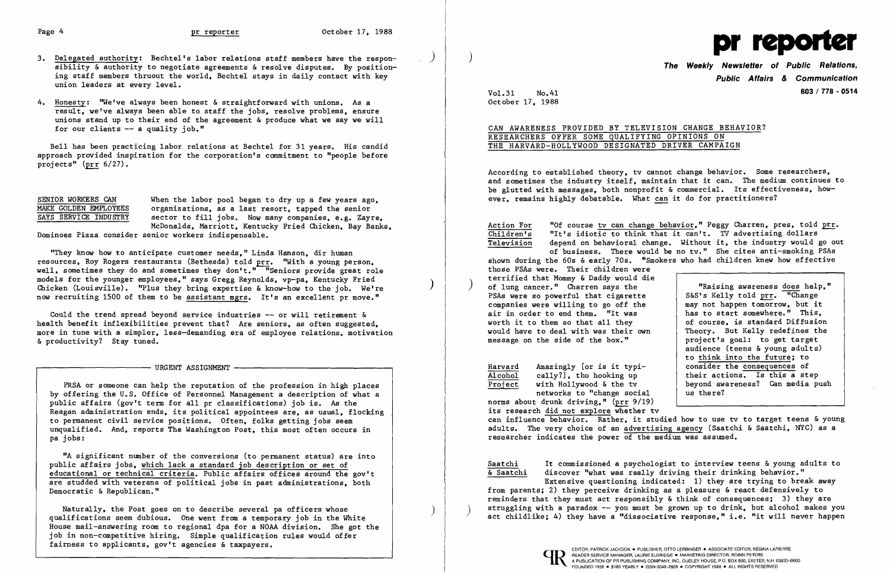3. Delegated authority: Bechtel's labor relations staff members have the responsibility & authority to negotiate agreements & resolve disputes. By positioning staff members thruout the world, Bechtel stays in daily contact with key union leaders at every level.

4. Honesty: "We've always been honest & straightforward with unions. As a result, we've always been able to staff the jobs, resolve problems, ensure unions stand up to their end of the agreement & produce what we say we will for our clients -- a quality job."

Bell has been practicing labor relations at Bechtel for 31 years. His candid approach provided inspiration for the corporation's commitment to "people before projects" (prr 6/27).

**SENIOR WORKERS CAN MAKE GOLDEN EMPLOYEES SAYS SERVICE INDUSTRY**

When the labor pool began to dry up a few years ago, organizations, as a last resort, tapped the senior sector to fill jobs. Now many companies, e.g. Zayre, McDonalds, Marriott, Kentucky Fried Chicken, Bay Banks, Dominoes Pizza consider senior workers indispensable.

"They know how to anticipate customer needs," Linda Hanson, dir human resources, Roy Rogers restaurants (Bethesda) told prr. "With a young person, well, sometimes they do and sometimes they don't." "Seniors provide great role models for the younger employees," says Gregg Reynolds, vp-pa, Kentucky Fried Chicken (Louisville). "Plus they bring expertise & know-how to the job. We're now recruiting 1500 of them to be assistant mgrs. It's an excellent pr move."

Could the trend spread beyond service industries -- or will retirement & health benefit inflexibilities prevent that? Are seniors, as often suggested, more in tune with a simpler, less-demanding era of employee relations, motivation & productivity? Stay tuned.

---

**URGENT ASSIGNMENT**

PRSA or someone can help the reputation of the profession in high places by offering the U.S. Office of Personnel Management a description of what a public affairs (gov't term for all pr classifications) job is. As the Reagan administration ends, its political appointees are, as usual, flocking to permanent civil service positions. Often, folks getting jobs seem unqualified. And, reports The Washington Post, this most often occurs in pa jobs:

"A significant number of the conversions (to permanent status) are into public affairs jobs, which lack a standard job description or set of educational or technical criteria. Public affairs offices around the gov't are studded with veterans of political jobs in past administrations, both Democratic & Republican."

Naturally, the Post goes on to describe several pa officers whose qualifications seem dubious. One went from a temporary job in the White House mail-answering room to regional dpa for a NOAA division. She got the job in non-competitive hiring. Simple qualification rules would offer fairness to applicants, gov't agencies & taxpayers.

---

# pr reporter

**The Weekly Newsletter of Public Relations, Public Affairs & Communication**

603 / 778 - 0514

Vol.31 No.41
October 17, 1988

## CAN AWARENESS PROVIDED BY TELEVISION CHANGE BEHAVIOR? RESEARCHERS OFFER SOME QUALIFYING OPINIONS ON THE HARVARD-HOLLYWOOD DESIGNATED DRIVER CAMPAIGN

According to established theory, tv cannot change behavior. Some researchers, and sometimes the industry itself, maintain that it can. The medium continues to be glutted with messages, both nonprofit & commercial. Its effectiveness, however, remains highly debatable. What can it do for practitioners?

**Action For Children's Television**

"Of course tv can change behavior," Peggy Charren, pres, told prr. "It's idiotic to think that it can't. TV advertising dollars depend on behavioral change. Without it, the industry would go out of business. There would be no tv." She cites anti-smoking PSAs shown during the 60s & early 70s. "Smokers who had children knew how effective those PSAs were. Their children were terrified that Mommy & Daddy would die of lung cancer." Charren says the PSAs were so powerful that cigarette companies were willing to go off the air in order to end them. "It was worth it to them so that all they would have to deal with was their own message on the side of the box."

> "Raising awareness does help," S&S's Kelly told prr. "Change may not happen tomorrow, but it has to start somewhere." This, of course, is standard Diffusion Theory. But Kelly redefines the project's goal: to get target audience (teens & young adults) to think into the future; to consider the consequences of their actions. Is this a step beyond awareness? Can media push us there?

**Harvard Alcohol Project**

Amazingly [or is it typically?], tho hooking up with Hollywood & the tv networks to "change social norms about drunk driving," (prr 9/19) its research did not explore whether tv can influence behavior. Rather, it studied how to use tv to target teens & young adults. The very choice of an advertising agency (Saatchi & Saatchi, NYC) as a researcher indicates the power of the medium was assumed.

**Saatchi & Saatchi**

It commissioned a psychologist to interview teens & young adults to discover "what was really driving their drinking behavior." Extensive questioning indicated: 1) they are trying to break away from parents; 2) they perceive drinking as a pleasure & react defensively to reminders that they must act responsibly & think of consequences; 3) they are struggling with a paradox -- you must be grown up to drink, but alcohol makes you act childlike; 4) they have a "dissociative response," i.e. "it will never happen

EDITOR, PATRICK JACKSON • PUBLISHER, OTTO LERBINGER • ASSOCIATE EDITOR, REGINA LAPIERRE
READER SERVICE MANAGER, LAURIE ELDRIDGE • MARKETING DIRECTOR, ROBIN PETERS
A PUBLICATION OF PR PUBLISHING COMPANY, INC., DUDLEY HOUSE, P.O. BOX 600, EXETER, N.H. 03833-0600
FOUNDED 1958 • $165 YEARLY • ISSN 0048-2609 • COPYRIGHT 1988 • ALL RIGHTS RESERVED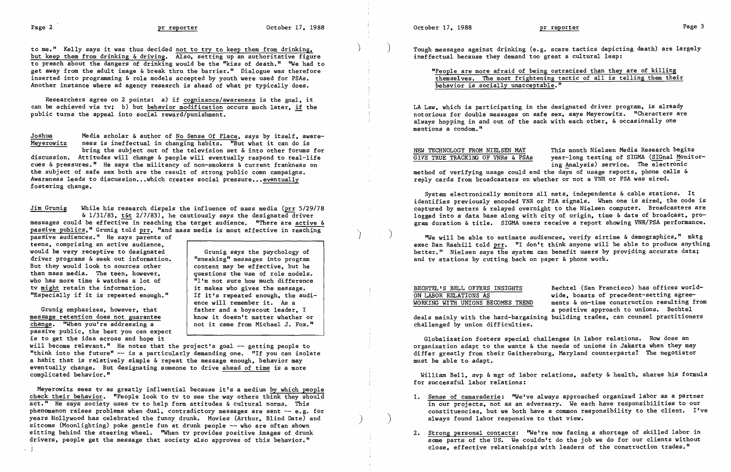to me." Kelly says it was thus decided not to try to keep them from drinking, but keep them from drinking & driving. Also, setting up an authoritative figure to preach about the dangers of drinking would be the "kiss of death." "We had to get away from the adult image & break thru the barrier." Dialogue was therefore inserted into programming & role models accepted by youth were used for PSAs. Another instance where ad agency research is ahead of what pr typically does.

Researchers agree on 2 points: a) if cognizance/awareness is the goal, it can be achieved via tv; b) but behavior modification occurs much later, if the public turns the appeal into social reward/punishment.

**Joshua Meyerowitz** Media scholar & author of No Sense Of Place, says by itself, awareness is ineffectual in changing habits. "But what it can do is bring the subject out of the television set & into other forums for discussion. Attitudes will change & people will eventually respond to real-life cues & pressures." He says the militancy of non-smokers & current frankness on the subject of safe sex both are the result of strong public comn campaigns. Awareness leads to discussion...which creates social pressure...eventually fostering change.

**Jim Grunig** While his research dispels the influence of mass media (prr 5/29/78 & 1/31/83, t&t 2/7/83), he cautiously says the designated driver messages could be effective in reaching the target audience. "There are active & passive publics," Grunig told prr, "and mass media is most effective in reaching passive audiences." He says parents of teens, comprising an active audience, would be very receptive to designated driver programs & seek out information. But they would look to sources other than mass media. The teen, however, who has more time & watches a lot of tv might retain the information. "Especially if it is repeated enough."

> Grunig says the psychology of "sneaking" messages into program content may be effective, but he questions the use of role models. "I'm not sure how much difference it makes who gives the message. If it's repeated enough, the audience will remember it. As a father and a boyscout leader, I know it doesn't matter whether or not it came from Michael J. Fox."

Grunig emphasizes, however, that message retention does not guarantee change. "When you're addressing a passive public, the best you can expect is to get the idea across and hope it will become relevant." He notes that the project's goal -- getting people to "think into the future" -- is a particularly demanding one. "If you can isolate a habit that is relatively simple & repeat the message enough, behavior may eventually change. But designating someone to drive ahead of time is a more complicated behavior."

Meyerowitz sees tv as greatly influential because it's a medium by which people check their behavior. "People look to tv to see the way others think they should act." He says society uses tv to help form attitudes & cultural norms. This phenomenon raises problems when dual, contradictory messages are sent -- e.g. for years Hollywood has celebrated the funny drunk. Movies (Arthur, Blind Date) and sitcoms (Moonlighting) poke gentle fun at drunk people -- who are often shown sitting behind the steering wheel. "When tv provides positive images of drunk drivers, people get the message that society also approves of this behavior."

Tough messages against drinking (e.g. scare tactics depicting death) are largely ineffectual because they demand too great a cultural leap:

> "People are more afraid of being ostracized than they are of killing themselves. The most frightening tactic of all is telling them their behavior is socially unacceptable."

LA Law, which is participating in the designated driver program, is already notorious for double messages on safe sex, says Meyerowitz. "Characters are always hopping in and out of the sack with each other, & occasionally one mentions a condom."

**NEW TECHNOLOGY FROM NIELSEN MAY GIVE TRUE TRACKING OF VNRs & PSAs** This month Nielsen Media Research begins year-long testing of SIGMA (SIGnal Monitoring Analysis) service. The electronic method of verifying usage could end the days of usage reports, phone calls & reply cards from broadcasters on whether or not a VNR or PSA was aired.

System electronically monitors all nets, independents & cable stations. It identifies previously encoded VNR or PSA signals. When one is aired, the code is captured by meters & relayed overnight to the Nielsen computer. Broadcasters are logged into a data base along with city of origin, time & date of broadcast, program duration & title. SIGMA users receive a report showing VNR/PSA performance.

"We will be able to estimate audiences, verify airtime & demographics," mktg exec Dan Raehill told prr. "I don't think anyone will be able to produce anything better." Nielsen says the system can benefit users by providing accurate data; and tv stations by cutting back on paper & phone work.

**BECHTEL'S BELL OFFERS INSIGHTS ON LABOR RELATIONS AS WORKING WITH UNIONS BECOMES TREND** Bechtel (San Francisco) has offices worldwide, boasts of precedent-setting agreements & on-time construction resulting from a positive approach to unions. Bechtel deals mainly with the hard-bargaining building trades, can counsel practitioners challenged by union difficulties.

Globalization fosters special challenges in labor relations. How does an organization adapt to the wants & the needs of unions in Jakarta when they may differ greatly from their Gaithersburg, Maryland counterparts? The negotiator must be able to adapt.

William Bell, svp & mgr of labor relations, safety & health, shares his formula for successful labor relations:

1. Sense of camaraderie: "We've always approached organized labor as a partner in our projects, not as an adversary. We each have responsibilities to our constituencies, but we both have a common responsibility to the client. I've always found labor responsive to that view.

2. Strong personal contacts: "We're now facing a shortage of skilled labor in some parts of the US. We couldn't do the job we do for our clients without close, effective relationships with leaders of the construction trades."